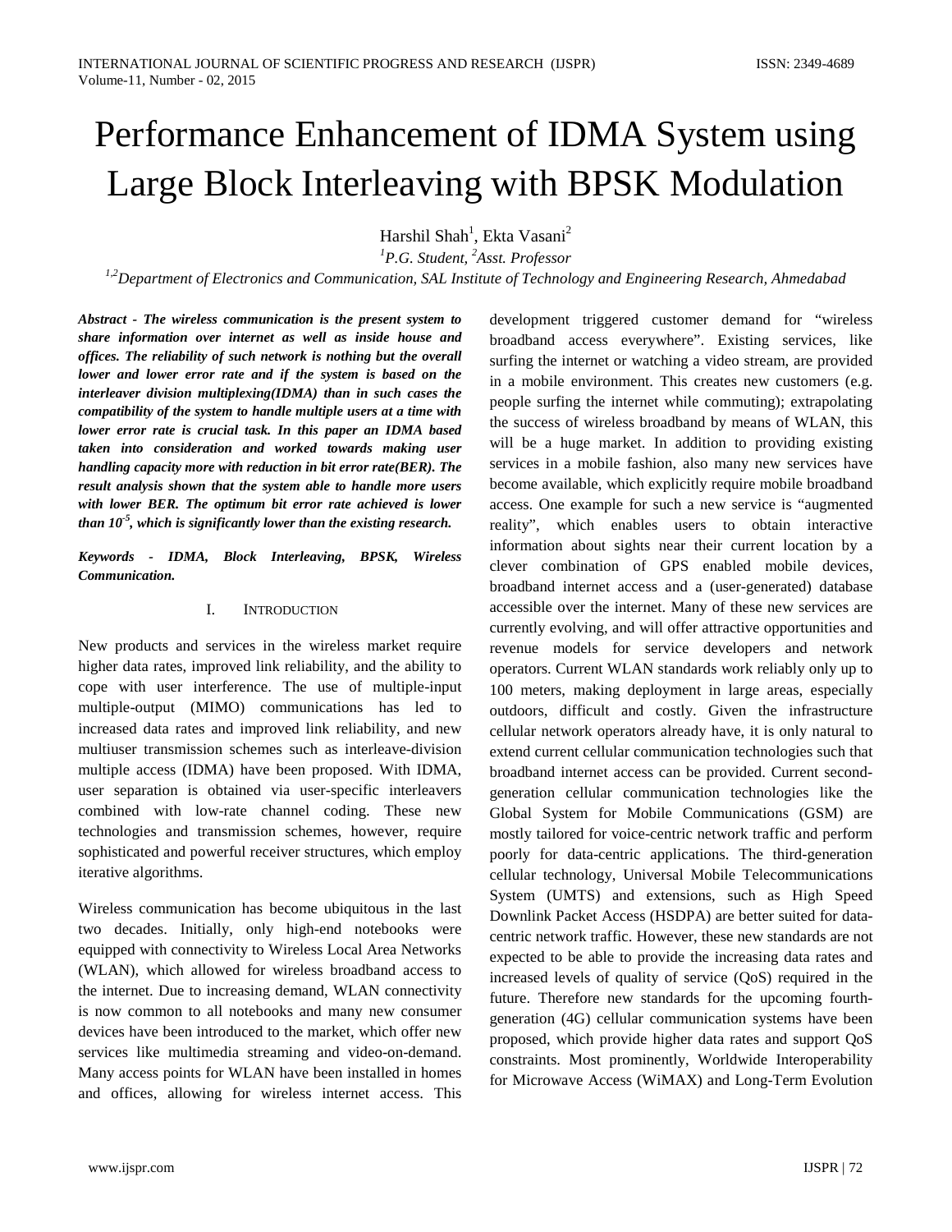# Performance Enhancement of IDMA System using Large Block Interleaving with BPSK Modulation

Harshil Shah[1], Ekta Vasani[2]

[1]*P.G. Student,* [2]*Asst. Professor*

[1,2]*Department of Electronics and Communication, SAL Institute of Technology and Engineering Research, Ahmedabad*

***Abstract - The wireless communication is the present system to share information over internet as well as inside house and offices. The reliability of such network is nothing but the overall lower and lower error rate and if the system is based on the interleaver division multiplexing(IDMA) than in such cases the compatibility of the system to handle multiple users at a time with lower error rate is crucial task. In this paper an IDMA based taken into consideration and worked towards making user handling capacity more with reduction in bit error rate(BER). The result analysis shown that the system able to handle more users with lower BER. The optimum bit error rate achieved is lower than $10^{-5}$, which is significantly lower than the existing research.***

***Keywords - IDMA, Block Interleaving, BPSK, Wireless Communication.***

## I. INTRODUCTION

New products and services in the wireless market require higher data rates, improved link reliability, and the ability to cope with user interference. The use of multiple-input multiple-output (MIMO) communications has led to increased data rates and improved link reliability, and new multiuser transmission schemes such as interleave-division multiple access (IDMA) have been proposed. With IDMA, user separation is obtained via user-specific interleavers combined with low-rate channel coding. These new technologies and transmission schemes, however, require sophisticated and powerful receiver structures, which employ iterative algorithms.

Wireless communication has become ubiquitous in the last two decades. Initially, only high-end notebooks were equipped with connectivity to Wireless Local Area Networks (WLAN), which allowed for wireless broadband access to the internet. Due to increasing demand, WLAN connectivity is now common to all notebooks and many new consumer devices have been introduced to the market, which offer new services like multimedia streaming and video-on-demand. Many access points for WLAN have been installed in homes and offices, allowing for wireless internet access. This development triggered customer demand for "wireless broadband access everywhere". Existing services, like surfing the internet or watching a video stream, are provided in a mobile environment. This creates new customers (e.g. people surfing the internet while commuting); extrapolating the success of wireless broadband by means of WLAN, this will be a huge market. In addition to providing existing services in a mobile fashion, also many new services have become available, which explicitly require mobile broadband access. One example for such a new service is "augmented reality", which enables users to obtain interactive information about sights near their current location by a clever combination of GPS enabled mobile devices, broadband internet access and a (user-generated) database accessible over the internet. Many of these new services are currently evolving, and will offer attractive opportunities and revenue models for service developers and network operators. Current WLAN standards work reliably only up to 100 meters, making deployment in large areas, especially outdoors, difficult and costly. Given the infrastructure cellular network operators already have, it is only natural to extend current cellular communication technologies such that broadband internet access can be provided. Current second-generation cellular communication technologies like the Global System for Mobile Communications (GSM) are mostly tailored for voice-centric network traffic and perform poorly for data-centric applications. The third-generation cellular technology, Universal Mobile Telecommunications System (UMTS) and extensions, such as High Speed Downlink Packet Access (HSDPA) are better suited for data-centric network traffic. However, these new standards are not expected to be able to provide the increasing data rates and increased levels of quality of service (QoS) required in the future. Therefore new standards for the upcoming fourth-generation (4G) cellular communication systems have been proposed, which provide higher data rates and support QoS constraints. Most prominently, Worldwide Interoperability for Microwave Access (WiMAX) and Long-Term Evolution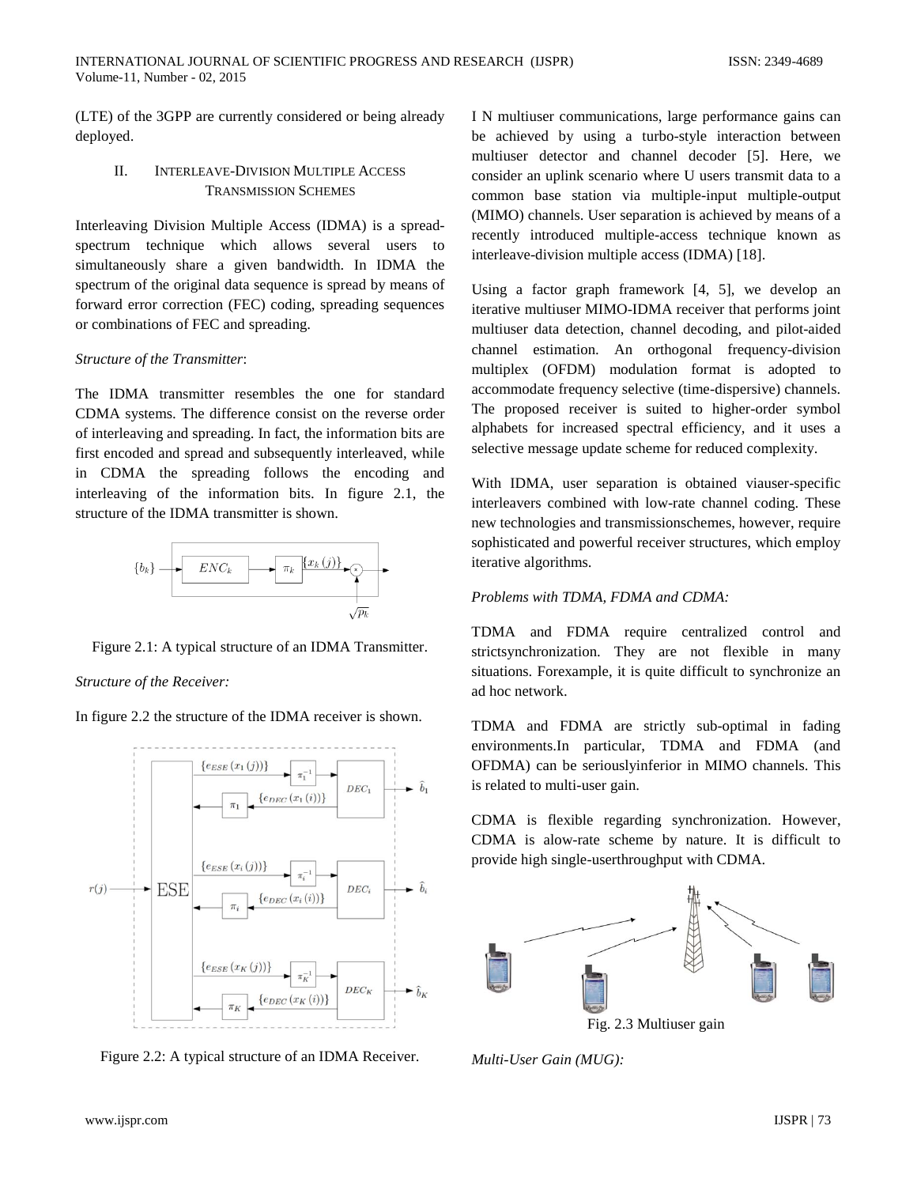(LTE) of the 3GPP are currently considered or being already deployed.

## II. Interleave-Division Multiple Access Transmission Schemes

Interleaving Division Multiple Access (IDMA) is a spread-spectrum technique which allows several users to simultaneously share a given bandwidth. In IDMA the spectrum of the original data sequence is spread by means of forward error correction (FEC) coding, spreading sequences or combinations of FEC and spreading.

*Structure of the Transmitter*:

The IDMA transmitter resembles the one for standard CDMA systems. The difference consist on the reverse order of interleaving and spreading. In fact, the information bits are first encoded and spread and subsequently interleaved, while in CDMA the spreading follows the encoding and interleaving of the information bits. In figure 2.1, the structure of the IDMA transmitter is shown.

Figure 2.1: A typical structure of an IDMA Transmitter.

*Structure of the Receiver:*

In figure 2.2 the structure of the IDMA receiver is shown.

Figure 2.2: A typical structure of an IDMA Receiver.

I N multiuser communications, large performance gains can be achieved by using a turbo-style interaction between multiuser detector and channel decoder [5]. Here, we consider an uplink scenario where U users transmit data to a common base station via multiple-input multiple-output (MIMO) channels. User separation is achieved by means of a recently introduced multiple-access technique known as interleave-division multiple access (IDMA) [18].

Using a factor graph framework [4, 5], we develop an iterative multiuser MIMO-IDMA receiver that performs joint multiuser data detection, channel decoding, and pilot-aided channel estimation. An orthogonal frequency-division multiplex (OFDM) modulation format is adopted to accommodate frequency selective (time-dispersive) channels. The proposed receiver is suited to higher-order symbol alphabets for increased spectral efficiency, and it uses a selective message update scheme for reduced complexity.

With IDMA, user separation is obtained viauser-specific interleavers combined with low-rate channel coding. These new technologies and transmissionschemes, however, require sophisticated and powerful receiver structures, which employ iterative algorithms.

*Problems with TDMA, FDMA and CDMA:*

TDMA and FDMA require centralized control and strictsynchronization. They are not flexible in many situations. Forexample, it is quite difficult to synchronize an ad hoc network.

TDMA and FDMA are strictly sub-optimal in fading environments.In particular, TDMA and FDMA (and OFDMA) can be seriouslyinferior in MIMO channels. This is related to multi-user gain.

CDMA is flexible regarding synchronization. However, CDMA is alow-rate scheme by nature. It is difficult to provide high single-userthroughput with CDMA.

Fig. 2.3 Multiuser gain

*Multi-User Gain (MUG):*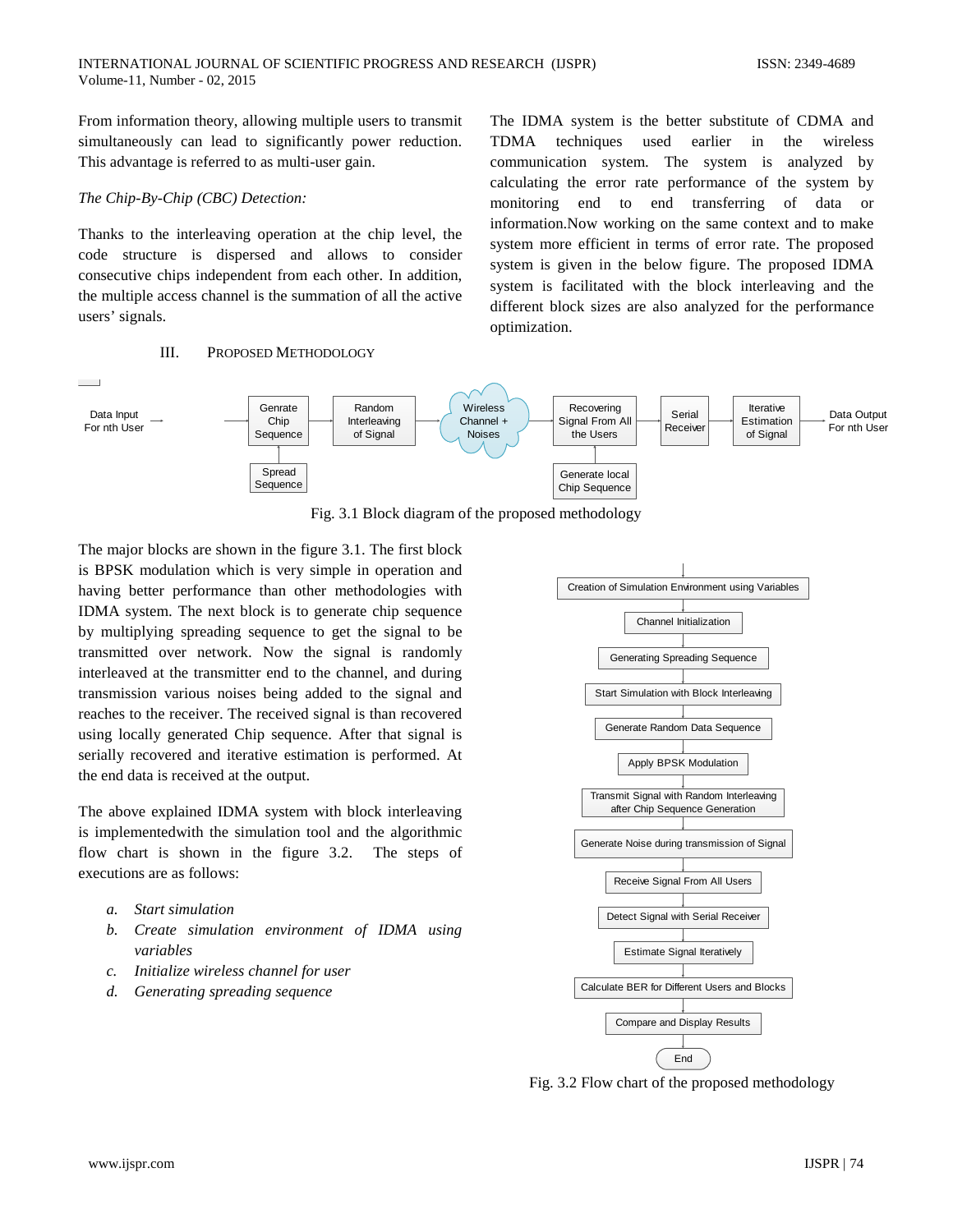From information theory, allowing multiple users to transmit simultaneously can lead to significantly power reduction. This advantage is referred to as multi-user gain.

*The Chip-By-Chip (CBC) Detection:*

Thanks to the interleaving operation at the chip level, the code structure is dispersed and allows to consider consecutive chips independent from each other. In addition, the multiple access channel is the summation of all the active users' signals.

## III. PROPOSED METHODOLOGY

The IDMA system is the better substitute of CDMA and TDMA techniques used earlier in the wireless communication system. The system is analyzed by calculating the error rate performance of the system by monitoring end to end transferring of data or information.Now working on the same context and to make system more efficient in terms of error rate. The proposed system is given in the below figure. The proposed IDMA system is facilitated with the block interleaving and the different block sizes are also analyzed for the performance optimization.

Data Input For nth User → Genrate Chip Sequence (← Spread Sequence) → Random Interleaving of Signal → Wireless Channel + Noises → Recovering Signal From All the Users (← Generate local Chip Sequence) → Serial Receiver → Iterative Estimation of Signal → Data Output For nth User

Fig. 3.1 Block diagram of the proposed methodology

The major blocks are shown in the figure 3.1. The first block is BPSK modulation which is very simple in operation and having better performance than other methodologies with IDMA system. The next block is to generate chip sequence by multiplying spreading sequence to get the signal to be transmitted over network. Now the signal is randomly interleaved at the transmitter end to the channel, and during transmission various noises being added to the signal and reaches to the receiver. The received signal is than recovered using locally generated Chip sequence. After that signal is serially recovered and iterative estimation is performed. At the end data is received at the output.

The above explained IDMA system with block interleaving is implementedwith the simulation tool and the algorithmic flow chart is shown in the figure 3.2. The steps of executions are as follows:

*a.* *Start simulation*
*b.* *Create simulation environment of IDMA using variables*
*c.* *Initialize wireless channel for user*
*d.* *Generating spreading sequence*

Creation of Simulation Environment using Variables → Channel Initialization → Generating Spreading Sequence → Start Simulation with Block Interleaving → Generate Random Data Sequence → Apply BPSK Modulation → Transmit Signal with Random Interleaving after Chip Sequence Generation → Generate Noise during transmission of Signal → Receive Signal From All Users → Detect Signal with Serial Receiver → Estimate Signal Iteratively → Calculate BER for Different Users and Blocks → Compare and Display Results → End

Fig. 3.2 Flow chart of the proposed methodology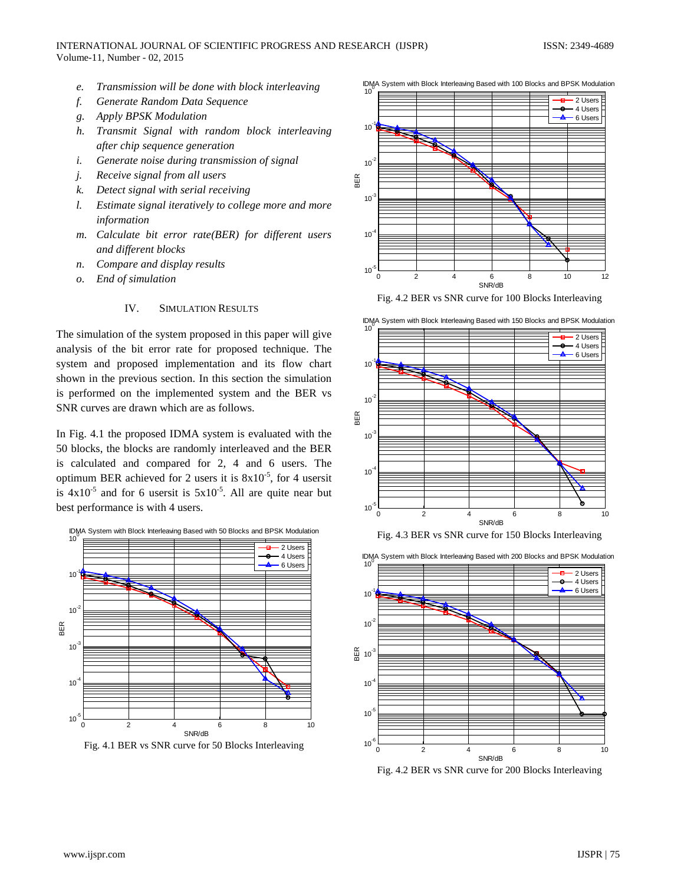e. *Transmission will be done with block interleaving*
f. *Generate Random Data Sequence*
g. *Apply BPSK Modulation*
h. *Transmit Signal with random block interleaving after chip sequence generation*
i. *Generate noise during transmission of signal*
j. *Receive signal from all users*
k. *Detect signal with serial receiving*
l. *Estimate signal iteratively to college more and more information*
m. *Calculate bit error rate(BER) for different users and different blocks*
n. *Compare and display results*
o. *End of simulation*

## IV. Simulation Results

The simulation of the system proposed in this paper will give analysis of the bit error rate for proposed technique. The system and proposed implementation and its flow chart shown in the previous section. In this section the simulation is performed on the implemented system and the BER vs SNR curves are drawn which are as follows.

In Fig. 4.1 the proposed IDMA system is evaluated with the 50 blocks, the blocks are randomly interleaved and the BER is calculated and compared for 2, 4 and 6 users. The optimum BER achieved for 2 users it is $8\text{x}10^{-5}$, for 4 usersit is $4\text{x}10^{-5}$ and for 6 usersit is $5\text{x}10^{-5}$. All are quite near but best performance is with 4 users.

Fig. 4.1 BER vs SNR curve for 50 Blocks Interleaving

Fig. 4.2 BER vs SNR curve for 100 Blocks Interleaving

Fig. 4.3 BER vs SNR curve for 150 Blocks Interleaving

Fig. 4.2 BER vs SNR curve for 200 Blocks Interleaving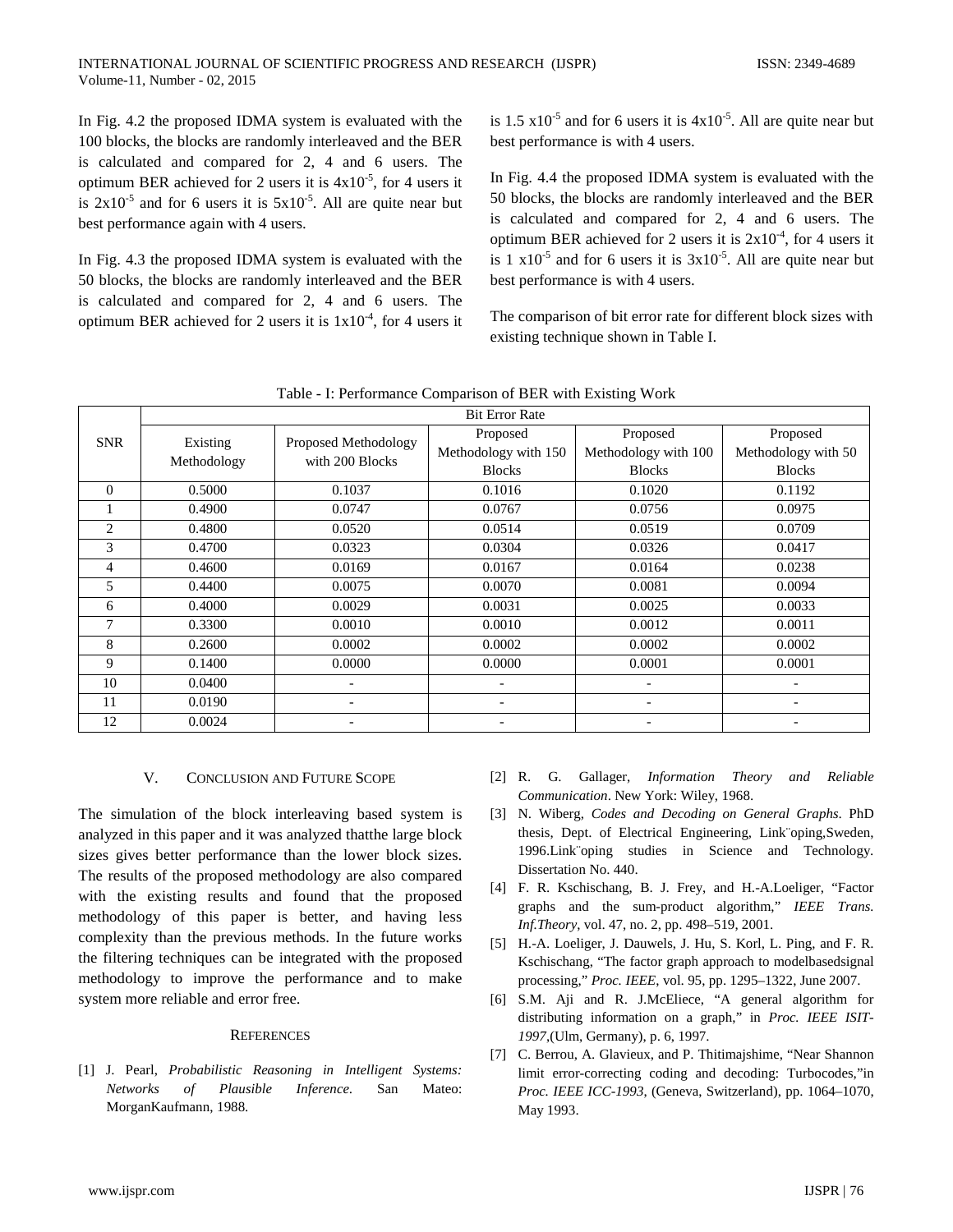In Fig. 4.2 the proposed IDMA system is evaluated with the 100 blocks, the blocks are randomly interleaved and the BER is calculated and compared for 2, 4 and 6 users. The optimum BER achieved for 2 users it is $4x10^{-5}$, for 4 users it is $2x10^{-5}$ and for 6 users it is $5x10^{-5}$. All are quite near but best performance again with 4 users.

In Fig. 4.3 the proposed IDMA system is evaluated with the 50 blocks, the blocks are randomly interleaved and the BER is calculated and compared for 2, 4 and 6 users. The optimum BER achieved for 2 users it is $1x10^{-4}$, for 4 users it is $1.5\ x10^{-5}$ and for 6 users it is $4x10^{-5}$. All are quite near but best performance is with 4 users.

In Fig. 4.4 the proposed IDMA system is evaluated with the 50 blocks, the blocks are randomly interleaved and the BER is calculated and compared for 2, 4 and 6 users. The optimum BER achieved for 2 users it is $2x10^{-4}$, for 4 users it is $1\ x10^{-5}$ and for 6 users it is $3x10^{-5}$. All are quite near but best performance is with 4 users.

The comparison of bit error rate for different block sizes with existing technique shown in Table I.

Table - I: Performance Comparison of BER with Existing Work

| SNR | Bit Error Rate | | | | |
|---|---|---|---|---|---|
| | Existing Methodology | Proposed Methodology with 200 Blocks | Proposed Methodology with 150 Blocks | Proposed Methodology with 100 Blocks | Proposed Methodology with 50 Blocks |
| 0 | 0.5000 | 0.1037 | 0.1016 | 0.1020 | 0.1192 |
| 1 | 0.4900 | 0.0747 | 0.0767 | 0.0756 | 0.0975 |
| 2 | 0.4800 | 0.0520 | 0.0514 | 0.0519 | 0.0709 |
| 3 | 0.4700 | 0.0323 | 0.0304 | 0.0326 | 0.0417 |
| 4 | 0.4600 | 0.0169 | 0.0167 | 0.0164 | 0.0238 |
| 5 | 0.4400 | 0.0075 | 0.0070 | 0.0081 | 0.0094 |
| 6 | 0.4000 | 0.0029 | 0.0031 | 0.0025 | 0.0033 |
| 7 | 0.3300 | 0.0010 | 0.0010 | 0.0012 | 0.0011 |
| 8 | 0.2600 | 0.0002 | 0.0002 | 0.0002 | 0.0002 |
| 9 | 0.1400 | 0.0000 | 0.0000 | 0.0001 | 0.0001 |
| 10 | 0.0400 | - | - | - | - |
| 11 | 0.0190 | - | - | - | - |
| 12 | 0.0024 | - | - | - | - |

## V. CONCLUSION AND FUTURE SCOPE

The simulation of the block interleaving based system is analyzed in this paper and it was analyzed thatthe large block sizes gives better performance than the lower block sizes. The results of the proposed methodology are also compared with the existing results and found that the proposed methodology of this paper is better, and having less complexity than the previous methods. In the future works the filtering techniques can be integrated with the proposed methodology to improve the performance and to make system more reliable and error free.

## REFERENCES

[1] J. Pearl, *Probabilistic Reasoning in Intelligent Systems: Networks of Plausible Inference.* San Mateo: MorganKaufmann, 1988.

[2] R. G. Gallager, *Information Theory and Reliable Communication*. New York: Wiley, 1968.

[3] N. Wiberg, *Codes and Decoding on General Graphs.* PhD thesis, Dept. of Electrical Engineering, Link¨oping,Sweden, 1996.Link¨oping studies in Science and Technology. Dissertation No. 440.

[4] F. R. Kschischang, B. J. Frey, and H.-A.Loeliger, "Factor graphs and the sum-product algorithm," *IEEE Trans. Inf.Theory*, vol. 47, no. 2, pp. 498–519, 2001.

[5] H.-A. Loeliger, J. Dauwels, J. Hu, S. Korl, L. Ping, and F. R. Kschischang, "The factor graph approach to modelbasedsignal processing," *Proc. IEEE*, vol. 95, pp. 1295–1322, June 2007.

[6] S.M. Aji and R. J.McEliece, "A general algorithm for distributing information on a graph," in *Proc. IEEE ISIT-1997*,(Ulm, Germany), p. 6, 1997.

[7] C. Berrou, A. Glavieux, and P. Thitimajshime, "Near Shannon limit error-correcting coding and decoding: Turbocodes,"in *Proc. IEEE ICC-1993*, (Geneva, Switzerland), pp. 1064–1070, May 1993.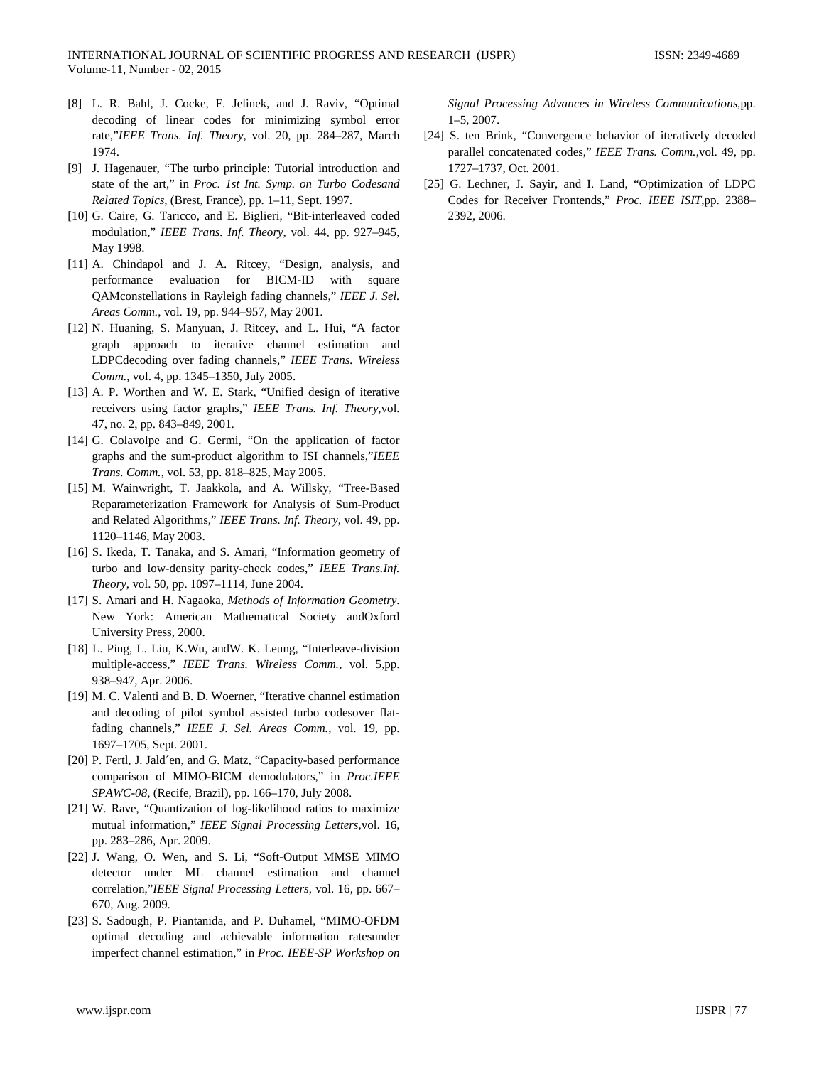[8] L. R. Bahl, J. Cocke, F. Jelinek, and J. Raviv, "Optimal decoding of linear codes for minimizing symbol error rate,"*IEEE Trans. Inf. Theory*, vol. 20, pp. 284–287, March 1974.

[9] J. Hagenauer, "The turbo principle: Tutorial introduction and state of the art," in *Proc. 1st Int. Symp. on Turbo Codesand Related Topics*, (Brest, France), pp. 1–11, Sept. 1997.

[10] G. Caire, G. Taricco, and E. Biglieri, "Bit-interleaved coded modulation," *IEEE Trans. Inf. Theory*, vol. 44, pp. 927–945, May 1998.

[11] A. Chindapol and J. A. Ritcey, "Design, analysis, and performance evaluation for BICM-ID with square QAMconstellations in Rayleigh fading channels," *IEEE J. Sel. Areas Comm.*, vol. 19, pp. 944–957, May 2001.

[12] N. Huaning, S. Manyuan, J. Ritcey, and L. Hui, "A factor graph approach to iterative channel estimation and LDPCdecoding over fading channels," *IEEE Trans. Wireless Comm.*, vol. 4, pp. 1345–1350, July 2005.

[13] A. P. Worthen and W. E. Stark, "Unified design of iterative receivers using factor graphs," *IEEE Trans. Inf. Theory*,vol. 47, no. 2, pp. 843–849, 2001.

[14] G. Colavolpe and G. Germi, "On the application of factor graphs and the sum-product algorithm to ISI channels,"*IEEE Trans. Comm.*, vol. 53, pp. 818–825, May 2005.

[15] M. Wainwright, T. Jaakkola, and A. Willsky, "Tree-Based Reparameterization Framework for Analysis of Sum-Product and Related Algorithms," *IEEE Trans. Inf. Theory*, vol. 49, pp. 1120–1146, May 2003.

[16] S. Ikeda, T. Tanaka, and S. Amari, "Information geometry of turbo and low-density parity-check codes," *IEEE Trans.Inf. Theory*, vol. 50, pp. 1097–1114, June 2004.

[17] S. Amari and H. Nagaoka, *Methods of Information Geometry*. New York: American Mathematical Society andOxford University Press, 2000.

[18] L. Ping, L. Liu, K.Wu, andW. K. Leung, "Interleave-division multiple-access," *IEEE Trans. Wireless Comm.*, vol. 5,pp. 938–947, Apr. 2006.

[19] M. C. Valenti and B. D. Woerner, "Iterative channel estimation and decoding of pilot symbol assisted turbo codesover flat-fading channels," *IEEE J. Sel. Areas Comm.*, vol. 19, pp. 1697–1705, Sept. 2001.

[20] P. Fertl, J. Jald´en, and G. Matz, "Capacity-based performance comparison of MIMO-BICM demodulators," in *Proc.IEEE SPAWC-08*, (Recife, Brazil), pp. 166–170, July 2008.

[21] W. Rave, "Quantization of log-likelihood ratios to maximize mutual information," *IEEE Signal Processing Letters*,vol. 16, pp. 283–286, Apr. 2009.

[22] J. Wang, O. Wen, and S. Li, "Soft-Output MMSE MIMO detector under ML channel estimation and channel correlation,"*IEEE Signal Processing Letters*, vol. 16, pp. 667–670, Aug. 2009.

[23] S. Sadough, P. Piantanida, and P. Duhamel, "MIMO-OFDM optimal decoding and achievable information ratesunder imperfect channel estimation," in *Proc. IEEE-SP Workshop on Signal Processing Advances in Wireless Communications*,pp. 1–5, 2007.

[24] S. ten Brink, "Convergence behavior of iteratively decoded parallel concatenated codes," *IEEE Trans. Comm.*,vol. 49, pp. 1727–1737, Oct. 2001.

[25] G. Lechner, J. Sayir, and I. Land, "Optimization of LDPC Codes for Receiver Frontends," *Proc. IEEE ISIT*,pp. 2388–2392, 2006.